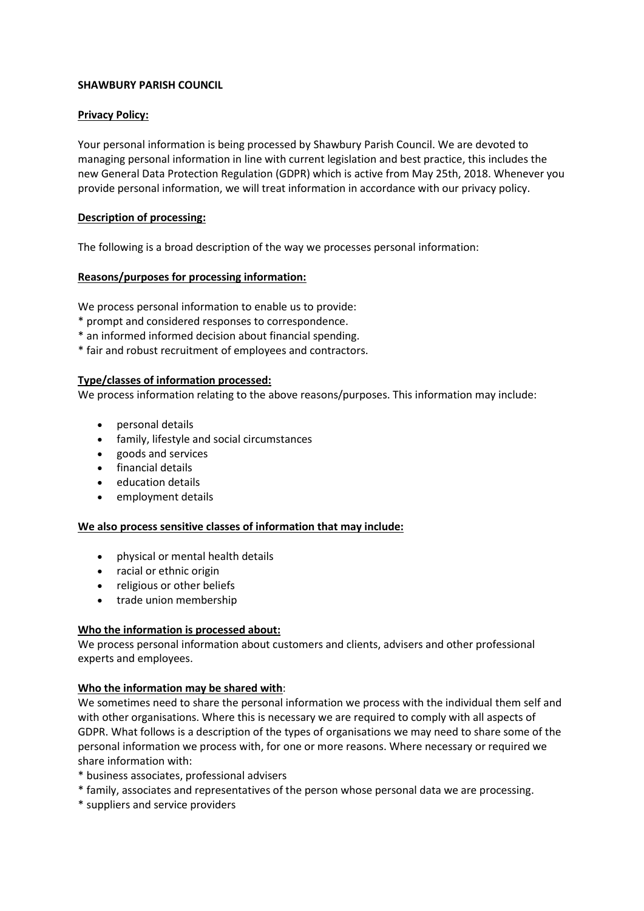**SHAWBURY PARISH COUNCIL**

**Privacy Policy:**

Your personal information is being processed by Shawbury Parish Council. We are devoted to managing personal information in line with current legislation and best practice, this includes the new General Data Protection Regulation (GDPR) which is active from May 25th, 2018. Whenever you provide personal information, we will treat information in accordance with our privacy policy.

**Description of processing:**

The following is a broad description of the way we processes personal information:

**Reasons/purposes for processing information:**

We process personal information to enable us to provide:
* prompt and considered responses to correspondence.
* an informed informed decision about financial spending.
* fair and robust recruitment of employees and contractors.

**Type/classes of information processed:**

We process information relating to the above reasons/purposes. This information may include:

- personal details
- family, lifestyle and social circumstances
- goods and services
- financial details
- education details
- employment details

**We also process sensitive classes of information that may include:**

- physical or mental health details
- racial or ethnic origin
- religious or other beliefs
- trade union membership

**Who the information is processed about:**

We process personal information about customers and clients, advisers and other professional experts and employees.

**Who the information may be shared with**:

We sometimes need to share the personal information we process with the individual them self and with other organisations. Where this is necessary we are required to comply with all aspects of GDPR. What follows is a description of the types of organisations we may need to share some of the personal information we process with, for one or more reasons. Where necessary or required we share information with:
* business associates, professional advisers
* family, associates and representatives of the person whose personal data we are processing.
* suppliers and service providers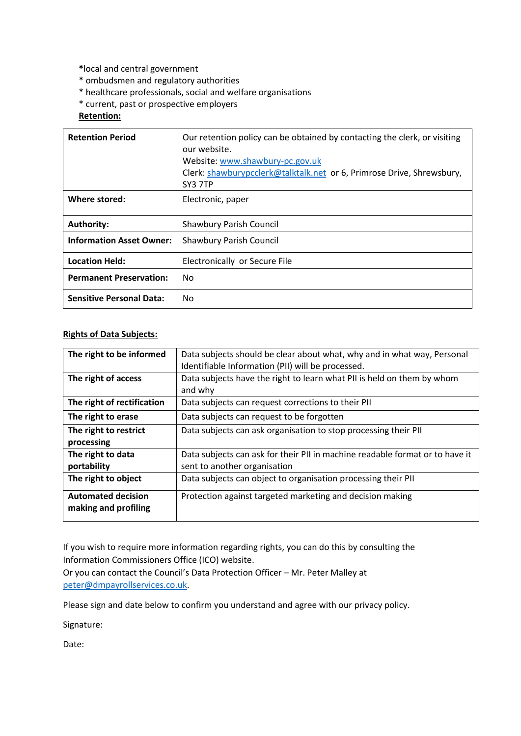*local and central government
* ombudsmen and regulatory authorities
* healthcare professionals, social and welfare organisations
* current, past or prospective employers

**Retention:**

| | |
|---|---|
| **Retention Period** | Our retention policy can be obtained by contacting the clerk, or visiting our website.<br>Website: www.shawbury-pc.gov.uk<br>Clerk: shawburypcclerk@talktalk.net or 6, Primrose Drive, Shrewsbury, SY3 7TP |
| **Where stored:** | Electronic, paper |
| **Authority:** | Shawbury Parish Council |
| **Information Asset Owner:** | Shawbury Parish Council |
| **Location Held:** | Electronically or Secure File |
| **Permanent Preservation:** | No |
| **Sensitive Personal Data:** | No |

**Rights of Data Subjects:**

| | |
|---|---|
| **The right to be informed** | Data subjects should be clear about what, why and in what way, Personal Identifiable Information (PII) will be processed. |
| **The right of access** | Data subjects have the right to learn what PII is held on them by whom and why |
| **The right of rectification** | Data subjects can request corrections to their PII |
| **The right to erase** | Data subjects can request to be forgotten |
| **The right to restrict processing** | Data subjects can ask organisation to stop processing their PII |
| **The right to data portability** | Data subjects can ask for their PII in machine readable format or to have it sent to another organisation |
| **The right to object** | Data subjects can object to organisation processing their PII |
| **Automated decision making and profiling** | Protection against targeted marketing and decision making |

If you wish to require more information regarding rights, you can do this by consulting the Information Commissioners Office (ICO) website.
Or you can contact the Council's Data Protection Officer – Mr. Peter Malley at peter@dmpayrollservices.co.uk.

Please sign and date below to confirm you understand and agree with our privacy policy.

Signature:

Date: